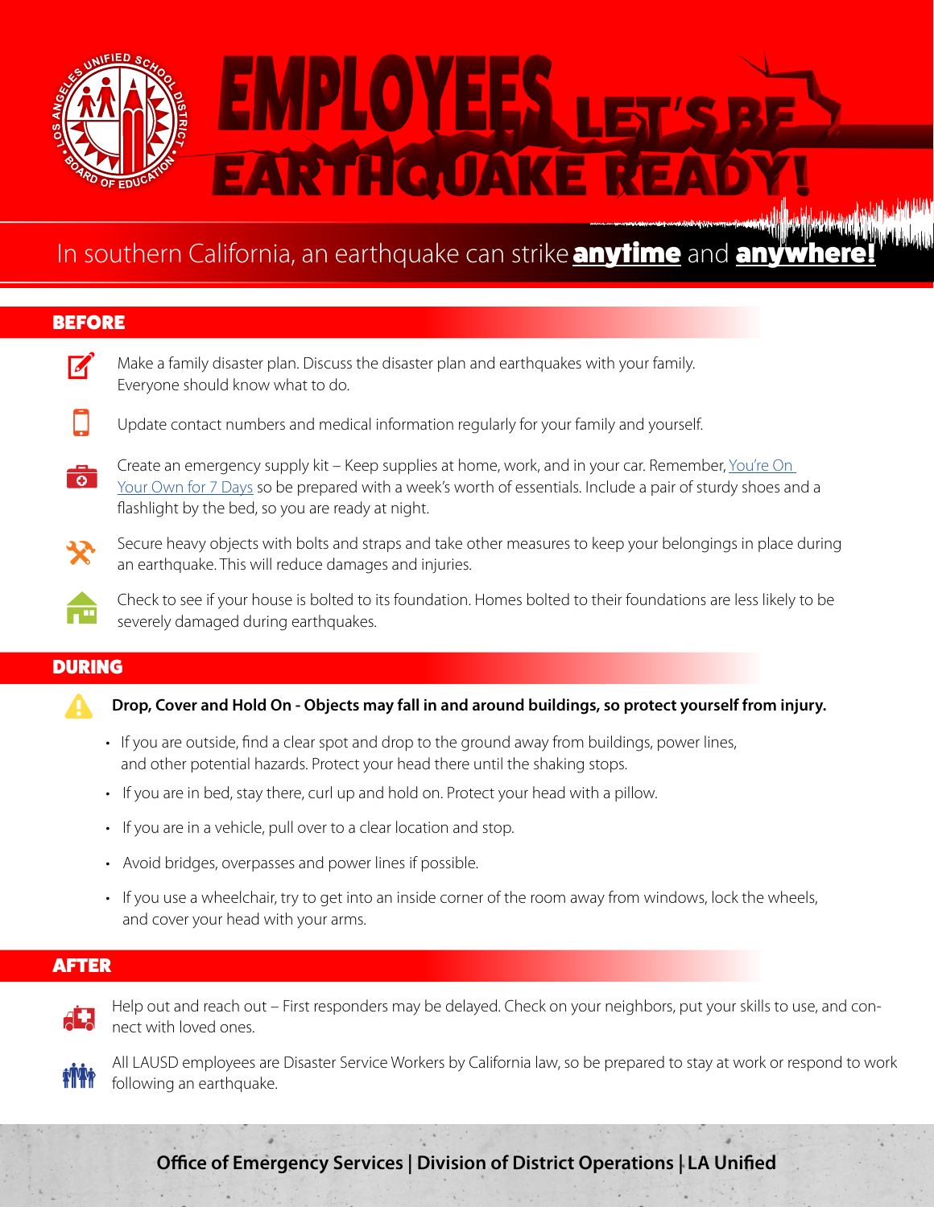# EMPLOYEES LET'S BE EARTHQUAKE READY!

In southern California, an earthquake can strike **anytime** and **anywhere!**

## BEFORE

- Make a family disaster plan. Discuss the disaster plan and earthquakes with your family. Everyone should know what to do.
- Update contact numbers and medical information regularly for your family and yourself.
- Create an emergency supply kit – Keep supplies at home, work, and in your car. Remember, You're On Your Own for 7 Days so be prepared with a week's worth of essentials. Include a pair of sturdy shoes and a flashlight by the bed, so you are ready at night.
- Secure heavy objects with bolts and straps and take other measures to keep your belongings in place during an earthquake. This will reduce damages and injuries.
- Check to see if your house is bolted to its foundation. Homes bolted to their foundations are less likely to be severely damaged during earthquakes.

## DURING

**Drop, Cover and Hold On - Objects may fall in and around buildings, so protect yourself from injury.**

- If you are outside, find a clear spot and drop to the ground away from buildings, power lines, and other potential hazards. Protect your head there until the shaking stops.
- If you are in bed, stay there, curl up and hold on. Protect your head with a pillow.
- If you are in a vehicle, pull over to a clear location and stop.
- Avoid bridges, overpasses and power lines if possible.
- If you use a wheelchair, try to get into an inside corner of the room away from windows, lock the wheels, and cover your head with your arms.

## AFTER

- Help out and reach out – First responders may be delayed. Check on your neighbors, put your skills to use, and connect with loved ones.
- All LAUSD employees are Disaster Service Workers by California law, so be prepared to stay at work or respond to work following an earthquake.

**Office of Emergency Services | Division of District Operations | LA Unified**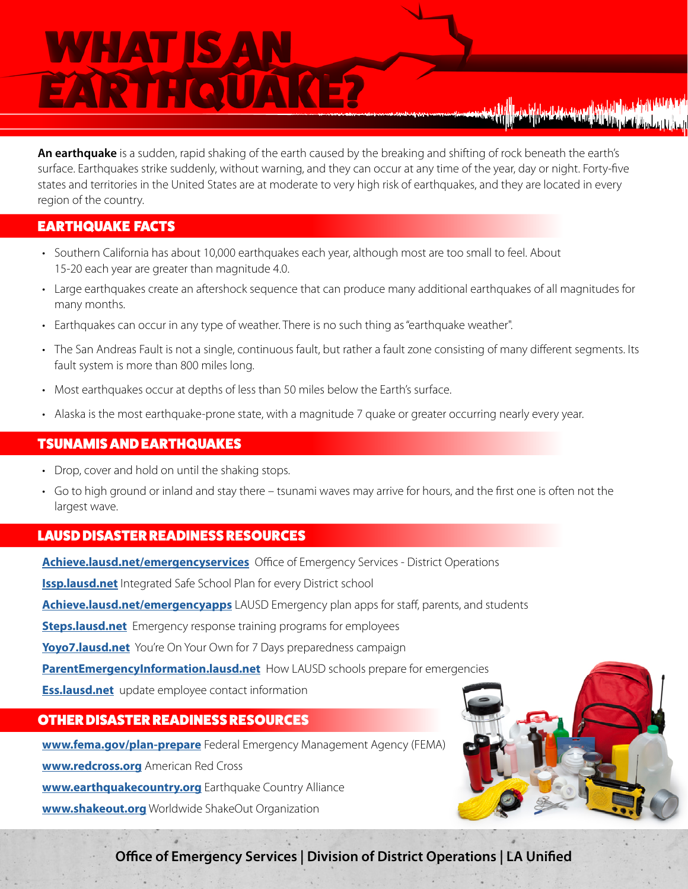# WHAT IS AN EARTHQUAKE?

**An earthquake** is a sudden, rapid shaking of the earth caused by the breaking and shifting of rock beneath the earth's surface. Earthquakes strike suddenly, without warning, and they can occur at any time of the year, day or night. Forty-five states and territories in the United States are at moderate to very high risk of earthquakes, and they are located in every region of the country.

## EARTHQUAKE FACTS

- Southern California has about 10,000 earthquakes each year, although most are too small to feel. About 15-20 each year are greater than magnitude 4.0.
- Large earthquakes create an aftershock sequence that can produce many additional earthquakes of all magnitudes for many months.
- Earthquakes can occur in any type of weather. There is no such thing as "earthquake weather".
- The San Andreas Fault is not a single, continuous fault, but rather a fault zone consisting of many different segments. Its fault system is more than 800 miles long.
- Most earthquakes occur at depths of less than 50 miles below the Earth's surface.
- Alaska is the most earthquake-prone state, with a magnitude 7 quake or greater occurring nearly every year.

## TSUNAMIS AND EARTHQUAKES

- Drop, cover and hold on until the shaking stops.
- Go to high ground or inland and stay there – tsunami waves may arrive for hours, and the first one is often not the largest wave.

## LAUSD DISASTER READINESS RESOURCES

**Achieve.lausd.net/emergencyservices** Office of Emergency Services - District Operations

**Issp.lausd.net** Integrated Safe School Plan for every District school

**Achieve.lausd.net/emergencyapps** LAUSD Emergency plan apps for staff, parents, and students

**Steps.lausd.net** Emergency response training programs for employees

**Yoyo7.lausd.net** You're On Your Own for 7 Days preparedness campaign

**ParentEmergencyInformation.lausd.net** How LAUSD schools prepare for emergencies

**Ess.lausd.net** update employee contact information

## OTHER DISASTER READINESS RESOURCES

**www.fema.gov/plan-prepare** Federal Emergency Management Agency (FEMA)

**www.redcross.org** American Red Cross

**www.earthquakecountry.org** Earthquake Country Alliance

**www.shakeout.org** Worldwide ShakeOut Organization

**Office of Emergency Services | Division of District Operations | LA Unified**